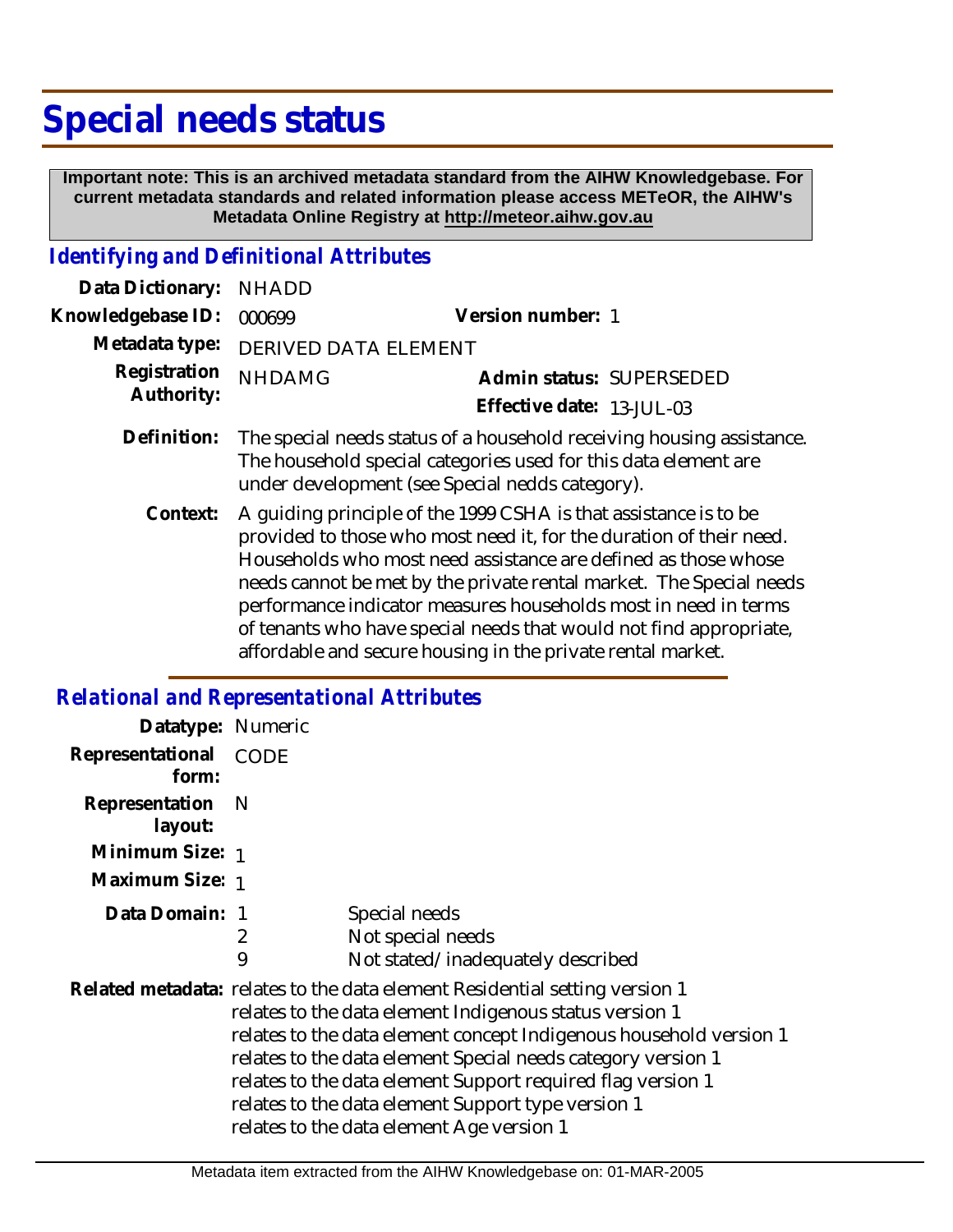# Special needs status

**Important note: This is an archived metadata standard from the AIHW Knowledgebase. For current metadata standards and related information please access METeOR, the AIHW's Metadata Online Registry at http://meteor.aihw.gov.au**

## *Identifying and Definitional Attributes*

**Data Dictionary:** NHADD

**Knowledgebase ID:** 000699 **Version number:** 1

**Metadata type:** DERIVED DATA ELEMENT

**Registration Authority:** NHDAMG **Admin status:** SUPERSEDED

**Effective date:** 13-JUL-03

**Definition:** The special needs status of a household receiving housing assistance. The household special categories used for this data element are under development (see Special nedds category).

**Context:** A guiding principle of the 1999 CSHA is that assistance is to be provided to those who most need it, for the duration of their need. Households who most need assistance are defined as those whose needs cannot be met by the private rental market. The Special needs performance indicator measures households most in need in terms of tenants who have special needs that would not find appropriate, affordable and secure housing in the private rental market.

## *Relational and Representational Attributes*

**Datatype:** Numeric

**Representational form:** CODE

**Representation layout:** N

**Minimum Size:** 1

**Maximum Size:** 1

**Data Domain:**

| | |
|---|---|
| 1 | Special needs |
| 2 | Not special needs |
| 9 | Not stated/inadequately described |

**Related metadata:** relates to the data element Residential setting version 1
relates to the data element Indigenous status version 1
relates to the data element concept Indigenous household version 1
relates to the data element Special needs category version 1
relates to the data element Support required flag version 1
relates to the data element Support type version 1
relates to the data element Age version 1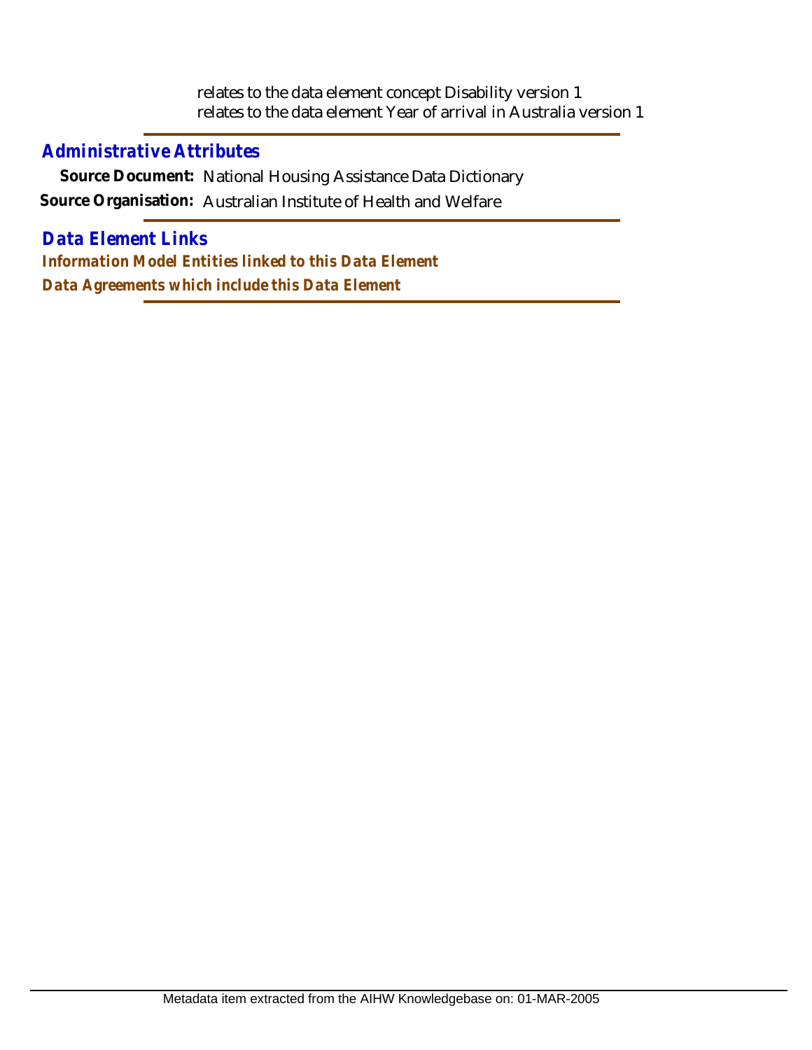relates to the data element concept Disability version 1
relates to the data element Year of arrival in Australia version 1

## Administrative Attributes

**Source Document:** National Housing Assistance Data Dictionary

**Source Organisation:** Australian Institute of Health and Welfare

## Data Element Links

***Information Model Entities linked to this Data Element***

***Data Agreements which include this Data Element***

Metadata item extracted from the AIHW Knowledgebase on: 01-MAR-2005